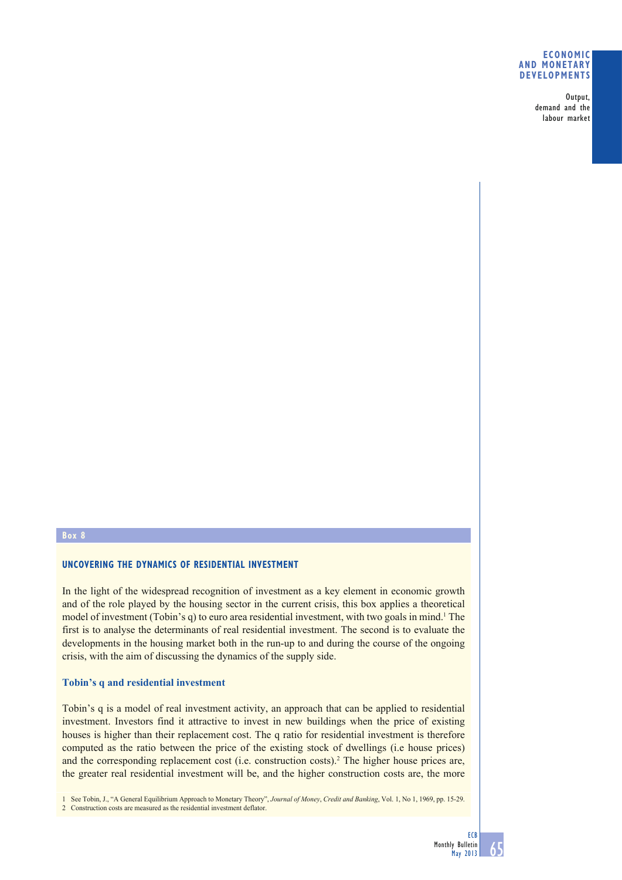## Box 8

### UNCOVERING THE DYNAMICS OF RESIDENTIAL INVESTMENT

In the light of the widespread recognition of investment as a key element in economic growth and of the role played by the housing sector in the current crisis, this box applies a theoretical model of investment (Tobin's q) to euro area residential investment, with two goals in mind.[1] The first is to analyse the determinants of real residential investment. The second is to evaluate the developments in the housing market both in the run-up to and during the course of the ongoing crisis, with the aim of discussing the dynamics of the supply side.

### Tobin's q and residential investment

Tobin's q is a model of real investment activity, an approach that can be applied to residential investment. Investors find it attractive to invest in new buildings when the price of existing houses is higher than their replacement cost. The q ratio for residential investment is therefore computed as the ratio between the price of the existing stock of dwellings (i.e house prices) and the corresponding replacement cost (i.e. construction costs).[2] The higher house prices are, the greater real residential investment will be, and the higher construction costs are, the more

1 See Tobin, J., "A General Equilibrium Approach to Monetary Theory", *Journal of Money*, *Credit and Banking*, Vol. 1, No 1, 1969, pp. 15-29.

2 Construction costs are measured as the residential investment deflator.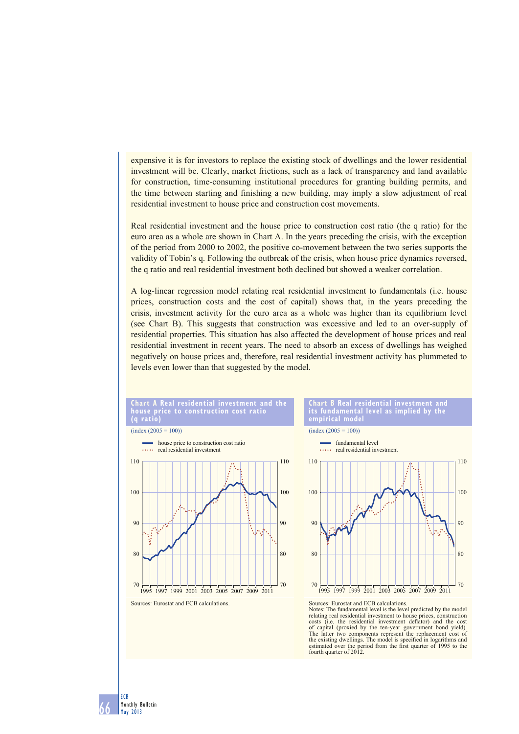expensive it is for investors to replace the existing stock of dwellings and the lower residential investment will be. Clearly, market frictions, such as a lack of transparency and land available for construction, time-consuming institutional procedures for granting building permits, and the time between starting and finishing a new building, may imply a slow adjustment of real residential investment to house price and construction cost movements.

Real residential investment and the house price to construction cost ratio (the q ratio) for the euro area as a whole are shown in Chart A. In the years preceding the crisis, with the exception of the period from 2000 to 2002, the positive co-movement between the two series supports the validity of Tobin's q. Following the outbreak of the crisis, when house price dynamics reversed, the q ratio and real residential investment both declined but showed a weaker correlation.

A log-linear regression model relating real residential investment to fundamentals (i.e. house prices, construction costs and the cost of capital) shows that, in the years preceding the crisis, investment activity for the euro area as a whole was higher than its equilibrium level (see Chart B). This suggests that construction was excessive and led to an over-supply of residential properties. This situation has also affected the development of house prices and real residential investment in recent years. The need to absorb an excess of dwellings has weighed negatively on house prices and, therefore, real residential investment activity has plummeted to levels even lower than that suggested by the model.

**Chart A Real residential investment and the house price to construction cost ratio (q ratio)**

(index (2005 = 100))

- house price to construction cost ratio
- real residential investment

Sources: Eurostat and ECB calculations.

**Chart B Real residential investment and its fundamental level as implied by the empirical model**

(index (2005 = 100))

- fundamental level
- real residential investment

Sources: Eurostat and ECB calculations.
Notes: The fundamental level is the level predicted by the model relating real residential investment to house prices, construction costs (i.e. the residential investment deflator) and the cost of capital (proxied by the ten-year government bond yield). The latter two components represent the replacement cost of the existing dwellings. The model is specified in logarithms and estimated over the period from the first quarter of 1995 to the fourth quarter of 2012.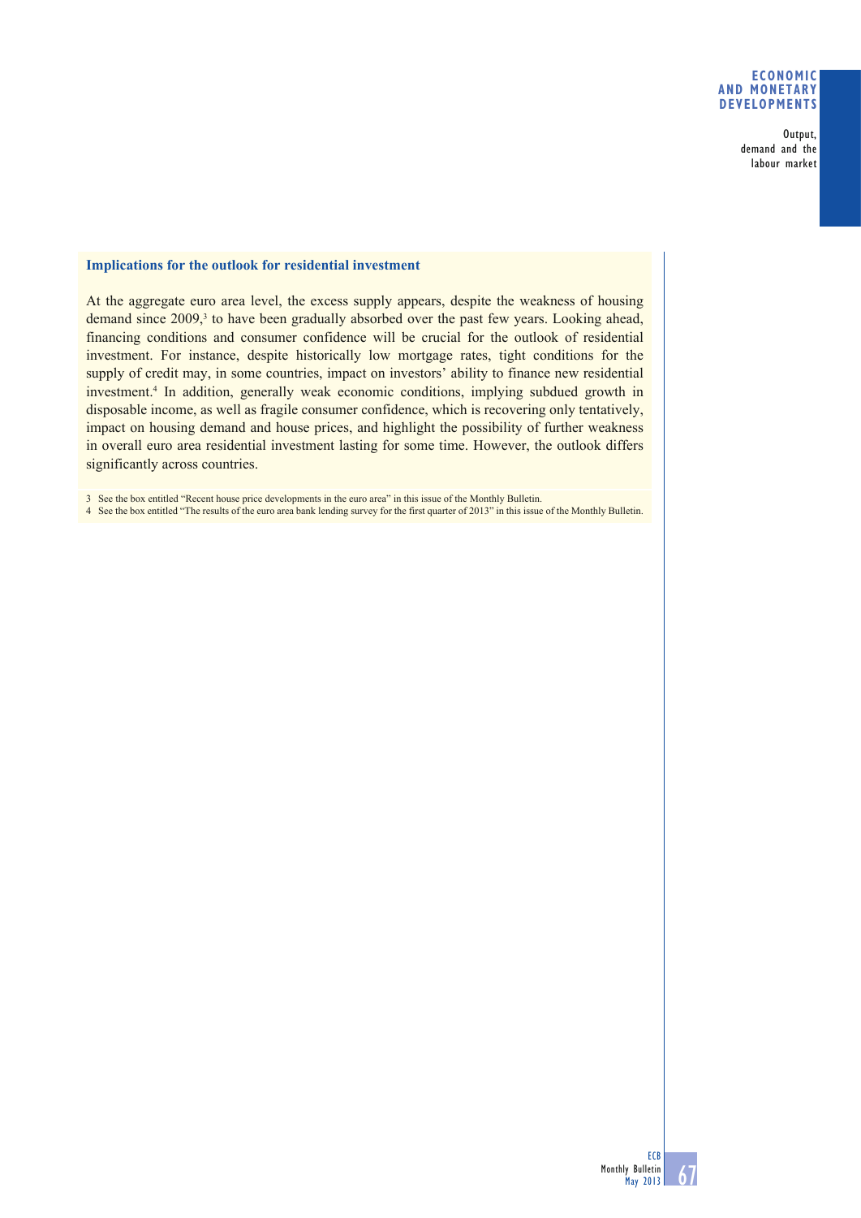### Implications for the outlook for residential investment

At the aggregate euro area level, the excess supply appears, despite the weakness of housing demand since 2009,[3] to have been gradually absorbed over the past few years. Looking ahead, financing conditions and consumer confidence will be crucial for the outlook of residential investment. For instance, despite historically low mortgage rates, tight conditions for the supply of credit may, in some countries, impact on investors' ability to finance new residential investment.[4] In addition, generally weak economic conditions, implying subdued growth in disposable income, as well as fragile consumer confidence, which is recovering only tentatively, impact on housing demand and house prices, and highlight the possibility of further weakness in overall euro area residential investment lasting for some time. However, the outlook differs significantly across countries.

3 See the box entitled "Recent house price developments in the euro area" in this issue of the Monthly Bulletin.

4 See the box entitled "The results of the euro area bank lending survey for the first quarter of 2013" in this issue of the Monthly Bulletin.